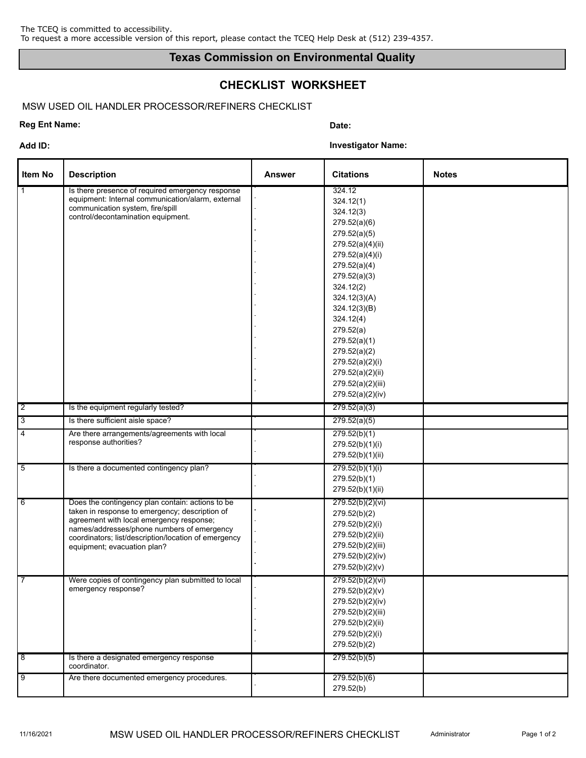The TCEQ is committed to accessibility.
To request a more accessible version of this report, please contact the TCEQ Help Desk at (512) 239-4357.

# Texas Commission on Environmental Quality

## CHECKLIST WORKSHEET

MSW USED OIL HANDLER PROCESSOR/REFINERS CHECKLIST

**Reg Ent Name:**

**Date:**

**Add ID:**

**Investigator Name:**

| Item No | Description | Answer | Citations | Notes |
|---|---|---|---|---|
| 1 | Is there presence of required emergency response equipment: Internal communication/alarm, external communication system, fire/spill control/decontamination equipment. | | 324.12<br>324.12(1)<br>324.12(3)<br>279.52(a)(6)<br>279.52(a)(5)<br>279.52(a)(4)(ii)<br>279.52(a)(4)(i)<br>279.52(a)(4)<br>279.52(a)(3)<br>324.12(2)<br>324.12(3)(A)<br>324.12(3)(B)<br>324.12(4)<br>279.52(a)<br>279.52(a)(1)<br>279.52(a)(2)<br>279.52(a)(2)(i)<br>279.52(a)(2)(ii)<br>279.52(a)(2)(iii)<br>279.52(a)(2)(iv) | |
| 2 | Is the equipment regularly tested? | | 279.52(a)(3) | |
| 3 | Is there sufficient aisle space? | | 279.52(a)(5) | |
| 4 | Are there arrangements/agreements with local response authorities? | | 279.52(b)(1)<br>279.52(b)(1)(i)<br>279.52(b)(1)(ii) | |
| 5 | Is there a documented contingency plan? | | 279.52(b)(1)(i)<br>279.52(b)(1)<br>279.52(b)(1)(ii) | |
| 6 | Does the contingency plan contain: actions to be taken in response to emergency; description of agreement with local emergency response; names/addresses/phone numbers of emergency coordinators; list/description/location of emergency equipment; evacuation plan? | | 279.52(b)(2)(vi)<br>279.52(b)(2)<br>279.52(b)(2)(i)<br>279.52(b)(2)(ii)<br>279.52(b)(2)(iii)<br>279.52(b)(2)(iv)<br>279.52(b)(2)(v) | |
| 7 | Were copies of contingency plan submitted to local emergency response? | | 279.52(b)(2)(vi)<br>279.52(b)(2)(v)<br>279.52(b)(2)(iv)<br>279.52(b)(2)(iii)<br>279.52(b)(2)(ii)<br>279.52(b)(2)(i)<br>279.52(b)(2) | |
| 8 | Is there a designated emergency response coordinator. | | 279.52(b)(5) | |
| 9 | Are there documented emergency procedures. | | 279.52(b)(6)<br>279.52(b) | |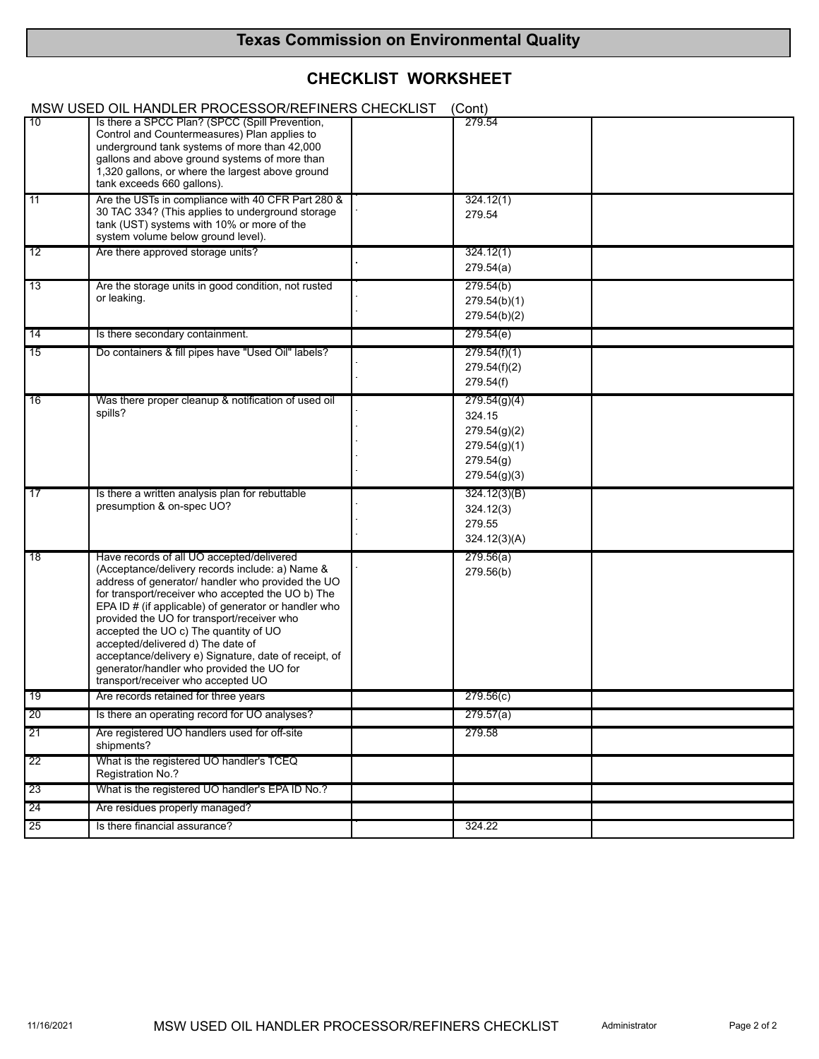# Texas Commission on Environmental Quality

## CHECKLIST WORKSHEET

MSW USED OIL HANDLER PROCESSOR/REFINERS CHECKLIST (Cont)

| | | | | |
|---|---|---|---|---|
| 10 | Is there a SPCC Plan? (SPCC (Spill Prevention, Control and Countermeasures) Plan applies to underground tank systems of more than 42,000 gallons and above ground systems of more than 1,320 gallons, or where the largest above ground tank exceeds 660 gallons). | | 279.54 | |
| 11 | Are the USTs in compliance with 40 CFR Part 280 & 30 TAC 334? (This applies to underground storage tank (UST) systems with 10% or more of the system volume below ground level). | | 324.12(1)<br>279.54 | |
| 12 | Are there approved storage units? | | 324.12(1)<br>279.54(a) | |
| 13 | Are the storage units in good condition, not rusted or leaking. | | 279.54(b)<br>279.54(b)(1)<br>279.54(b)(2) | |
| 14 | Is there secondary containment. | | 279.54(e) | |
| 15 | Do containers & fill pipes have "Used Oil" labels? | | 279.54(f)(1)<br>279.54(f)(2)<br>279.54(f) | |
| 16 | Was there proper cleanup & notification of used oil spills? | | 279.54(g)(4)<br>324.15<br>279.54(g)(2)<br>279.54(g)(1)<br>279.54(g)<br>279.54(g)(3) | |
| 17 | Is there a written analysis plan for rebuttable presumption & on-spec UO? | | 324.12(3)(B)<br>324.12(3)<br>279.55<br>324.12(3)(A) | |
| 18 | Have records of all UO accepted/delivered (Acceptance/delivery records include: a) Name & address of generator/ handler who provided the UO for transport/receiver who accepted the UO b) The EPA ID # (if applicable) of generator or handler who provided the UO for transport/receiver who accepted the UO c) The quantity of UO accepted/delivered d) The date of acceptance/delivery e) Signature, date of receipt, of generator/handler who provided the UO for transport/receiver who accepted UO | | 279.56(a)<br>279.56(b) | |
| 19 | Are records retained for three years | | 279.56(c) | |
| 20 | Is there an operating record for UO analyses? | | 279.57(a) | |
| 21 | Are registered UO handlers used for off-site shipments? | | 279.58 | |
| 22 | What is the registered UO handler's TCEQ Registration No.? | | | |
| 23 | What is the registered UO handler's EPA ID No.? | | | |
| 24 | Are residues properly managed? | | | |
| 25 | Is there financial assurance? | | 324.22 | |